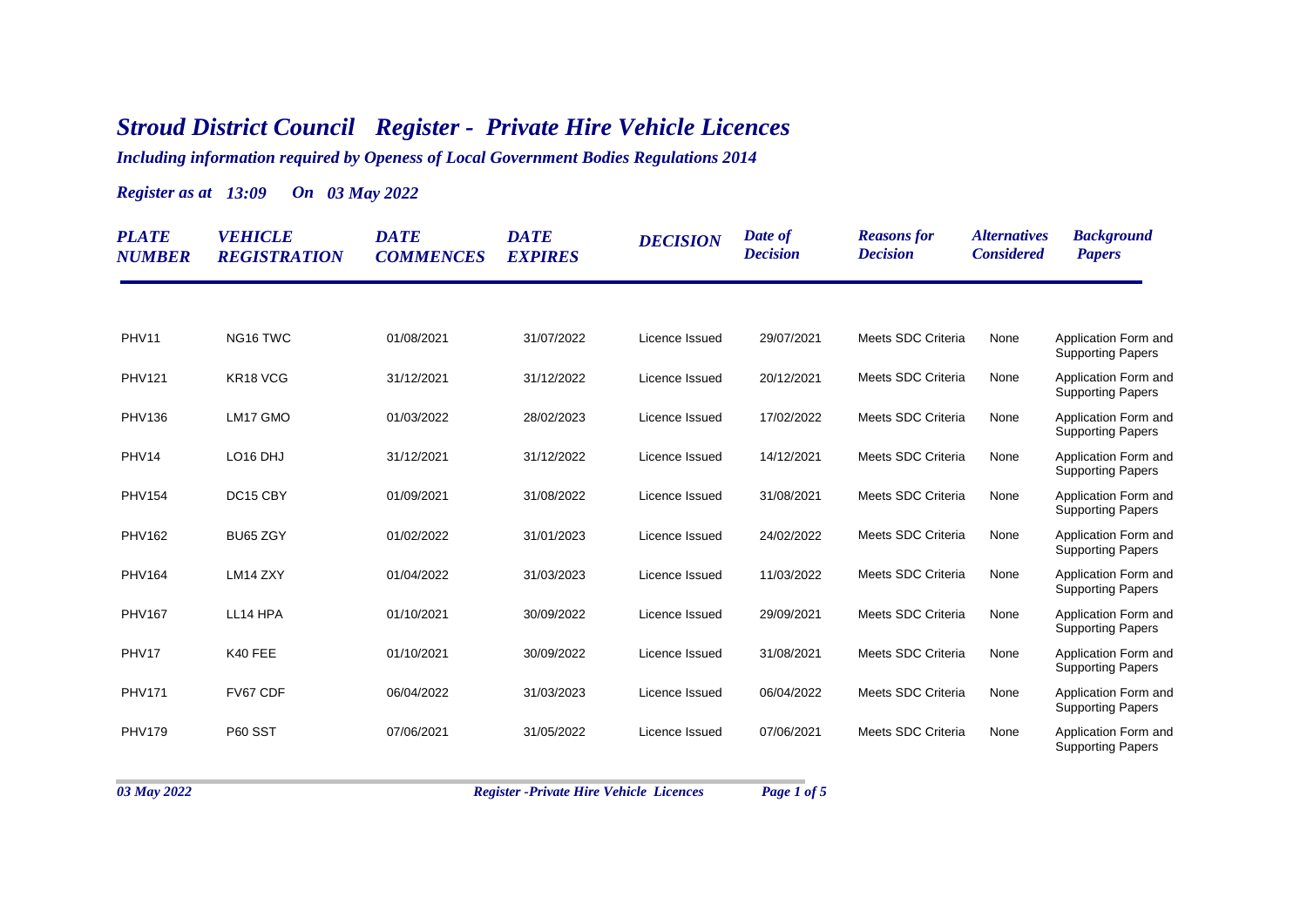# *Stroud District Council Register - Private Hire Vehicle Licences*

*Including information required by Openess of Local Government Bodies Regulations 2014*

*Register as at 13:09 On 03 May 2022*

| PLATE NUMBER | VEHICLE REGISTRATION | DATE COMMENCES | DATE EXPIRES | DECISION | Date of Decision | Reasons for Decision | Alternatives Considered | Background Papers |
|---|---|---|---|---|---|---|---|---|
| PHV11 | NG16 TWC | 01/08/2021 | 31/07/2022 | Licence Issued | 29/07/2021 | Meets SDC Criteria | None | Application Form and Supporting Papers |
| PHV121 | KR18 VCG | 31/12/2021 | 31/12/2022 | Licence Issued | 20/12/2021 | Meets SDC Criteria | None | Application Form and Supporting Papers |
| PHV136 | LM17 GMO | 01/03/2022 | 28/02/2023 | Licence Issued | 17/02/2022 | Meets SDC Criteria | None | Application Form and Supporting Papers |
| PHV14 | LO16 DHJ | 31/12/2021 | 31/12/2022 | Licence Issued | 14/12/2021 | Meets SDC Criteria | None | Application Form and Supporting Papers |
| PHV154 | DC15 CBY | 01/09/2021 | 31/08/2022 | Licence Issued | 31/08/2021 | Meets SDC Criteria | None | Application Form and Supporting Papers |
| PHV162 | BU65 ZGY | 01/02/2022 | 31/01/2023 | Licence Issued | 24/02/2022 | Meets SDC Criteria | None | Application Form and Supporting Papers |
| PHV164 | LM14 ZXY | 01/04/2022 | 31/03/2023 | Licence Issued | 11/03/2022 | Meets SDC Criteria | None | Application Form and Supporting Papers |
| PHV167 | LL14 HPA | 01/10/2021 | 30/09/2022 | Licence Issued | 29/09/2021 | Meets SDC Criteria | None | Application Form and Supporting Papers |
| PHV17 | K40 FEE | 01/10/2021 | 30/09/2022 | Licence Issued | 31/08/2021 | Meets SDC Criteria | None | Application Form and Supporting Papers |
| PHV171 | FV67 CDF | 06/04/2022 | 31/03/2023 | Licence Issued | 06/04/2022 | Meets SDC Criteria | None | Application Form and Supporting Papers |
| PHV179 | P60 SST | 07/06/2021 | 31/05/2022 | Licence Issued | 07/06/2021 | Meets SDC Criteria | None | Application Form and Supporting Papers |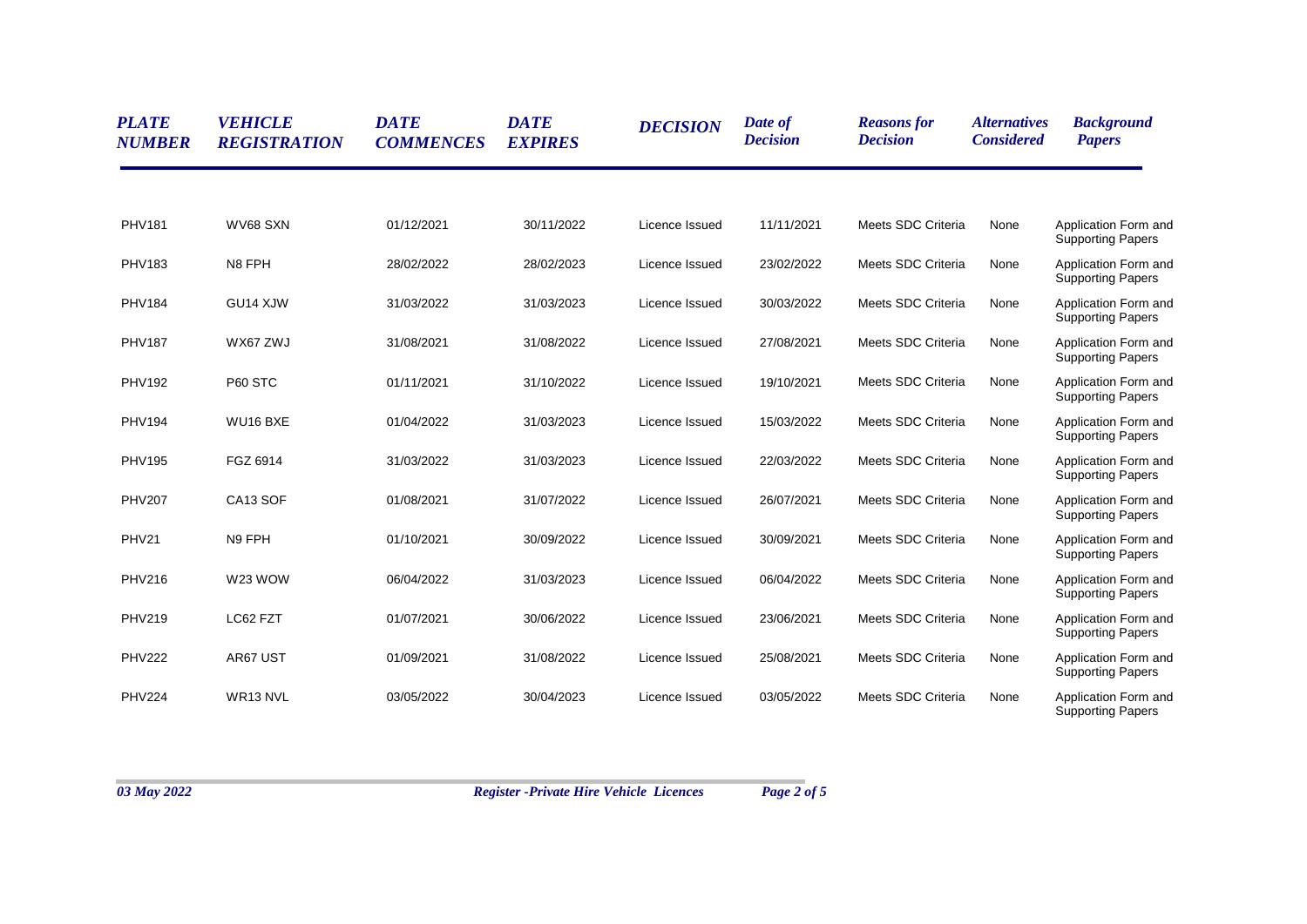| PLATE NUMBER | VEHICLE REGISTRATION | DATE COMMENCES | DATE EXPIRES | DECISION | Date of Decision | Reasons for Decision | Alternatives Considered | Background Papers |
|---|---|---|---|---|---|---|---|---|
| PHV181 | WV68 SXN | 01/12/2021 | 30/11/2022 | Licence Issued | 11/11/2021 | Meets SDC Criteria | None | Application Form and Supporting Papers |
| PHV183 | N8 FPH | 28/02/2022 | 28/02/2023 | Licence Issued | 23/02/2022 | Meets SDC Criteria | None | Application Form and Supporting Papers |
| PHV184 | GU14 XJW | 31/03/2022 | 31/03/2023 | Licence Issued | 30/03/2022 | Meets SDC Criteria | None | Application Form and Supporting Papers |
| PHV187 | WX67 ZWJ | 31/08/2021 | 31/08/2022 | Licence Issued | 27/08/2021 | Meets SDC Criteria | None | Application Form and Supporting Papers |
| PHV192 | P60 STC | 01/11/2021 | 31/10/2022 | Licence Issued | 19/10/2021 | Meets SDC Criteria | None | Application Form and Supporting Papers |
| PHV194 | WU16 BXE | 01/04/2022 | 31/03/2023 | Licence Issued | 15/03/2022 | Meets SDC Criteria | None | Application Form and Supporting Papers |
| PHV195 | FGZ 6914 | 31/03/2022 | 31/03/2023 | Licence Issued | 22/03/2022 | Meets SDC Criteria | None | Application Form and Supporting Papers |
| PHV207 | CA13 SOF | 01/08/2021 | 31/07/2022 | Licence Issued | 26/07/2021 | Meets SDC Criteria | None | Application Form and Supporting Papers |
| PHV21 | N9 FPH | 01/10/2021 | 30/09/2022 | Licence Issued | 30/09/2021 | Meets SDC Criteria | None | Application Form and Supporting Papers |
| PHV216 | W23 WOW | 06/04/2022 | 31/03/2023 | Licence Issued | 06/04/2022 | Meets SDC Criteria | None | Application Form and Supporting Papers |
| PHV219 | LC62 FZT | 01/07/2021 | 30/06/2022 | Licence Issued | 23/06/2021 | Meets SDC Criteria | None | Application Form and Supporting Papers |
| PHV222 | AR67 UST | 01/09/2021 | 31/08/2022 | Licence Issued | 25/08/2021 | Meets SDC Criteria | None | Application Form and Supporting Papers |
| PHV224 | WR13 NVL | 03/05/2022 | 30/04/2023 | Licence Issued | 03/05/2022 | Meets SDC Criteria | None | Application Form and Supporting Papers |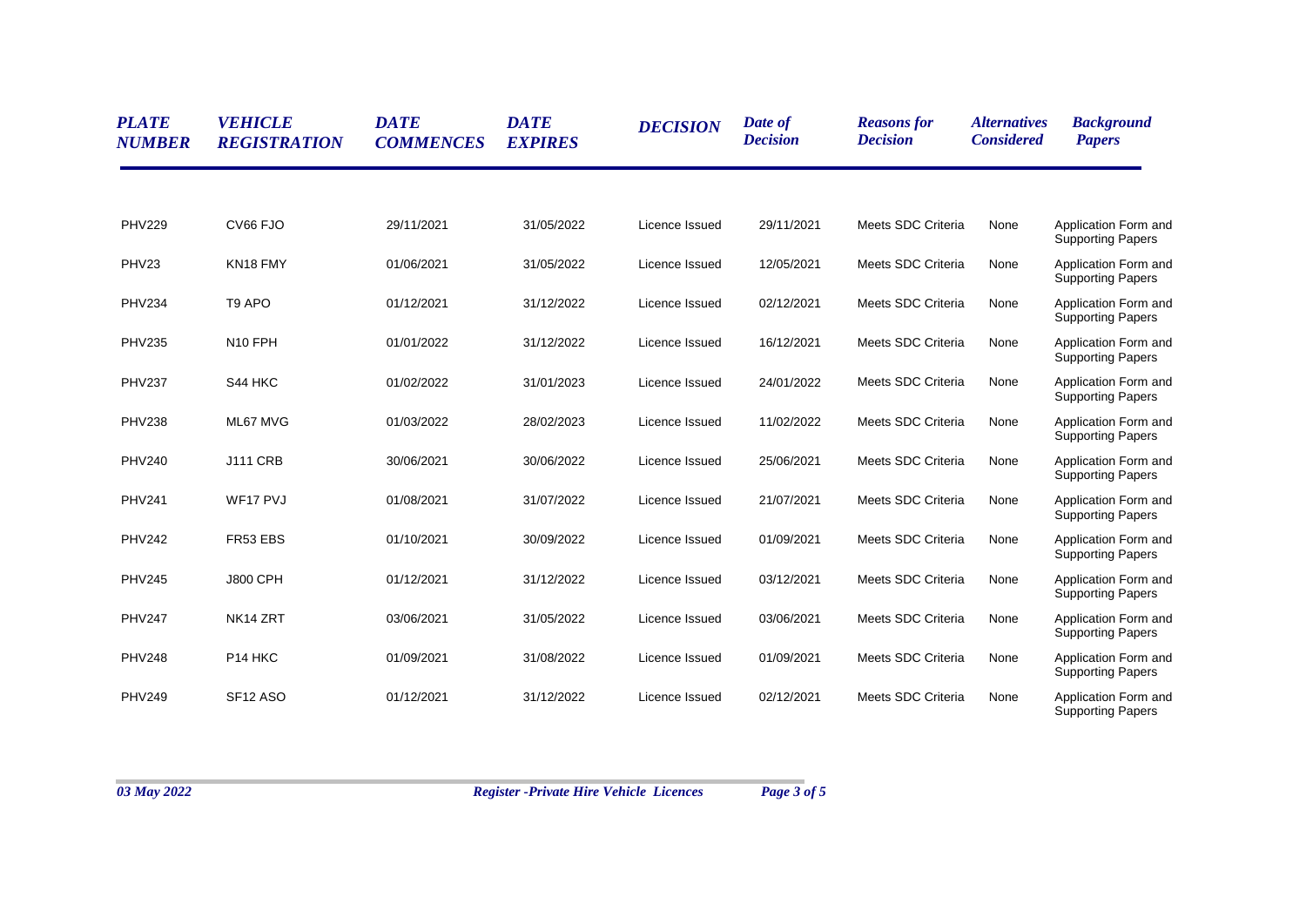| PLATE NUMBER | VEHICLE REGISTRATION | DATE COMMENCES | DATE EXPIRES | DECISION | Date of Decision | Reasons for Decision | Alternatives Considered | Background Papers |
|---|---|---|---|---|---|---|---|---|
| PHV229 | CV66 FJO | 29/11/2021 | 31/05/2022 | Licence Issued | 29/11/2021 | Meets SDC Criteria | None | Application Form and Supporting Papers |
| PHV23 | KN18 FMY | 01/06/2021 | 31/05/2022 | Licence Issued | 12/05/2021 | Meets SDC Criteria | None | Application Form and Supporting Papers |
| PHV234 | T9 APO | 01/12/2021 | 31/12/2022 | Licence Issued | 02/12/2021 | Meets SDC Criteria | None | Application Form and Supporting Papers |
| PHV235 | N10 FPH | 01/01/2022 | 31/12/2022 | Licence Issued | 16/12/2021 | Meets SDC Criteria | None | Application Form and Supporting Papers |
| PHV237 | S44 HKC | 01/02/2022 | 31/01/2023 | Licence Issued | 24/01/2022 | Meets SDC Criteria | None | Application Form and Supporting Papers |
| PHV238 | ML67 MVG | 01/03/2022 | 28/02/2023 | Licence Issued | 11/02/2022 | Meets SDC Criteria | None | Application Form and Supporting Papers |
| PHV240 | J111 CRB | 30/06/2021 | 30/06/2022 | Licence Issued | 25/06/2021 | Meets SDC Criteria | None | Application Form and Supporting Papers |
| PHV241 | WF17 PVJ | 01/08/2021 | 31/07/2022 | Licence Issued | 21/07/2021 | Meets SDC Criteria | None | Application Form and Supporting Papers |
| PHV242 | FR53 EBS | 01/10/2021 | 30/09/2022 | Licence Issued | 01/09/2021 | Meets SDC Criteria | None | Application Form and Supporting Papers |
| PHV245 | J800 CPH | 01/12/2021 | 31/12/2022 | Licence Issued | 03/12/2021 | Meets SDC Criteria | None | Application Form and Supporting Papers |
| PHV247 | NK14 ZRT | 03/06/2021 | 31/05/2022 | Licence Issued | 03/06/2021 | Meets SDC Criteria | None | Application Form and Supporting Papers |
| PHV248 | P14 HKC | 01/09/2021 | 31/08/2022 | Licence Issued | 01/09/2021 | Meets SDC Criteria | None | Application Form and Supporting Papers |
| PHV249 | SF12 ASO | 01/12/2021 | 31/12/2022 | Licence Issued | 02/12/2021 | Meets SDC Criteria | None | Application Form and Supporting Papers |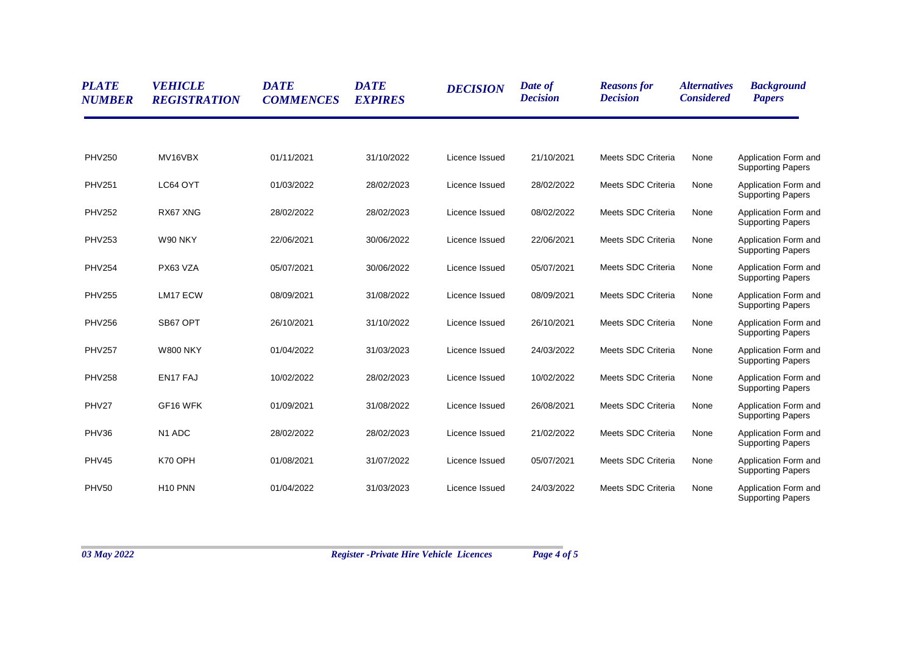| PLATE NUMBER | VEHICLE REGISTRATION | DATE COMMENCES | DATE EXPIRES | DECISION | Date of Decision | Reasons for Decision | Alternatives Considered | Background Papers |
|---|---|---|---|---|---|---|---|---|
| PHV250 | MV16VBX | 01/11/2021 | 31/10/2022 | Licence Issued | 21/10/2021 | Meets SDC Criteria | None | Application Form and Supporting Papers |
| PHV251 | LC64 OYT | 01/03/2022 | 28/02/2023 | Licence Issued | 28/02/2022 | Meets SDC Criteria | None | Application Form and Supporting Papers |
| PHV252 | RX67 XNG | 28/02/2022 | 28/02/2023 | Licence Issued | 08/02/2022 | Meets SDC Criteria | None | Application Form and Supporting Papers |
| PHV253 | W90 NKY | 22/06/2021 | 30/06/2022 | Licence Issued | 22/06/2021 | Meets SDC Criteria | None | Application Form and Supporting Papers |
| PHV254 | PX63 VZA | 05/07/2021 | 30/06/2022 | Licence Issued | 05/07/2021 | Meets SDC Criteria | None | Application Form and Supporting Papers |
| PHV255 | LM17 ECW | 08/09/2021 | 31/08/2022 | Licence Issued | 08/09/2021 | Meets SDC Criteria | None | Application Form and Supporting Papers |
| PHV256 | SB67 OPT | 26/10/2021 | 31/10/2022 | Licence Issued | 26/10/2021 | Meets SDC Criteria | None | Application Form and Supporting Papers |
| PHV257 | W800 NKY | 01/04/2022 | 31/03/2023 | Licence Issued | 24/03/2022 | Meets SDC Criteria | None | Application Form and Supporting Papers |
| PHV258 | EN17 FAJ | 10/02/2022 | 28/02/2023 | Licence Issued | 10/02/2022 | Meets SDC Criteria | None | Application Form and Supporting Papers |
| PHV27 | GF16 WFK | 01/09/2021 | 31/08/2022 | Licence Issued | 26/08/2021 | Meets SDC Criteria | None | Application Form and Supporting Papers |
| PHV36 | N1 ADC | 28/02/2022 | 28/02/2023 | Licence Issued | 21/02/2022 | Meets SDC Criteria | None | Application Form and Supporting Papers |
| PHV45 | K70 OPH | 01/08/2021 | 31/07/2022 | Licence Issued | 05/07/2021 | Meets SDC Criteria | None | Application Form and Supporting Papers |
| PHV50 | H10 PNN | 01/04/2022 | 31/03/2023 | Licence Issued | 24/03/2022 | Meets SDC Criteria | None | Application Form and Supporting Papers |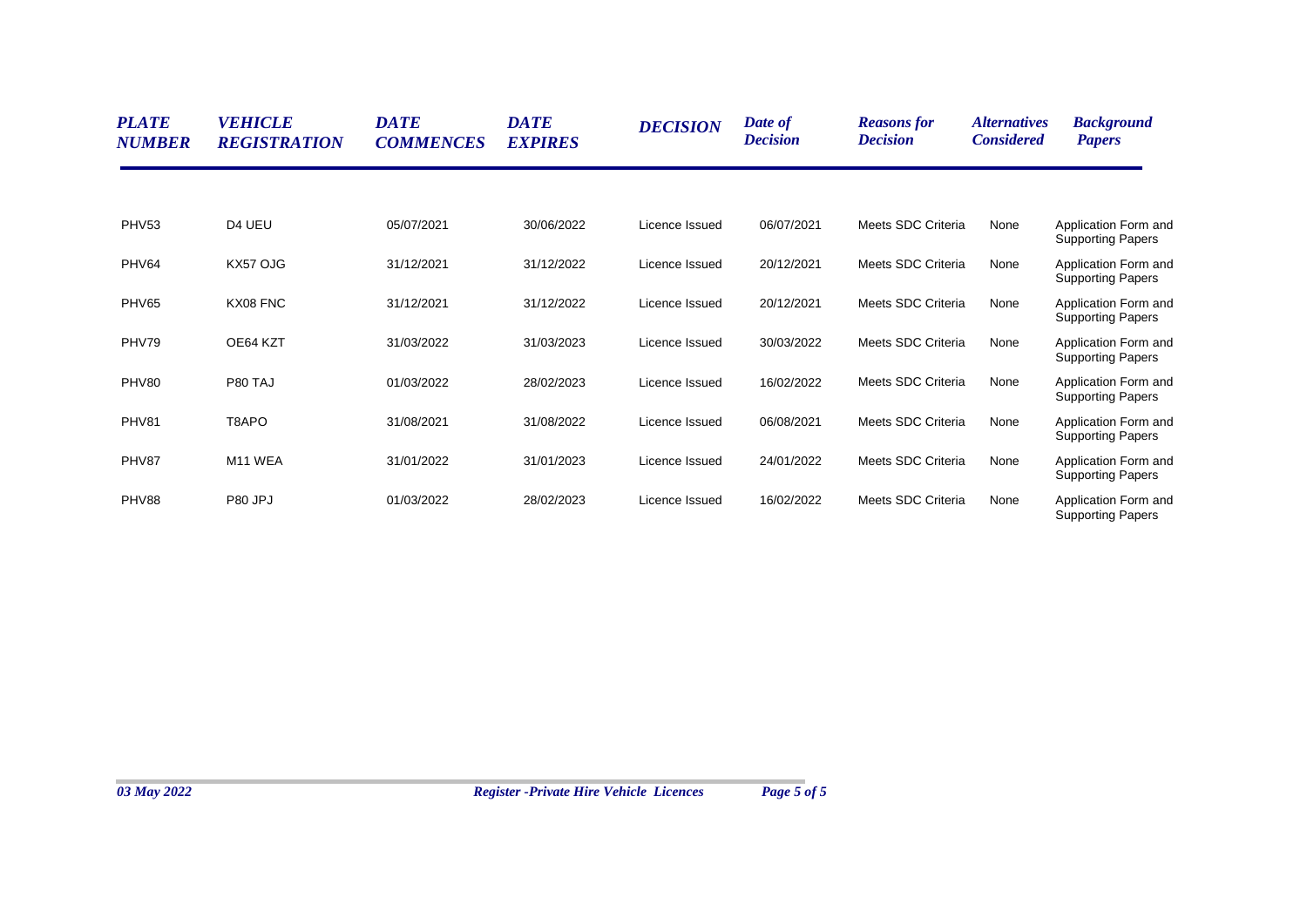| PLATE NUMBER | VEHICLE REGISTRATION | DATE COMMENCES | DATE EXPIRES | DECISION | Date of Decision | Reasons for Decision | Alternatives Considered | Background Papers |
|---|---|---|---|---|---|---|---|---|
| PHV53 | D4 UEU | 05/07/2021 | 30/06/2022 | Licence Issued | 06/07/2021 | Meets SDC Criteria | None | Application Form and Supporting Papers |
| PHV64 | KX57 OJG | 31/12/2021 | 31/12/2022 | Licence Issued | 20/12/2021 | Meets SDC Criteria | None | Application Form and Supporting Papers |
| PHV65 | KX08 FNC | 31/12/2021 | 31/12/2022 | Licence Issued | 20/12/2021 | Meets SDC Criteria | None | Application Form and Supporting Papers |
| PHV79 | OE64 KZT | 31/03/2022 | 31/03/2023 | Licence Issued | 30/03/2022 | Meets SDC Criteria | None | Application Form and Supporting Papers |
| PHV80 | P80 TAJ | 01/03/2022 | 28/02/2023 | Licence Issued | 16/02/2022 | Meets SDC Criteria | None | Application Form and Supporting Papers |
| PHV81 | T8APO | 31/08/2021 | 31/08/2022 | Licence Issued | 06/08/2021 | Meets SDC Criteria | None | Application Form and Supporting Papers |
| PHV87 | M11 WEA | 31/01/2022 | 31/01/2023 | Licence Issued | 24/01/2022 | Meets SDC Criteria | None | Application Form and Supporting Papers |
| PHV88 | P80 JPJ | 01/03/2022 | 28/02/2023 | Licence Issued | 16/02/2022 | Meets SDC Criteria | None | Application Form and Supporting Papers |